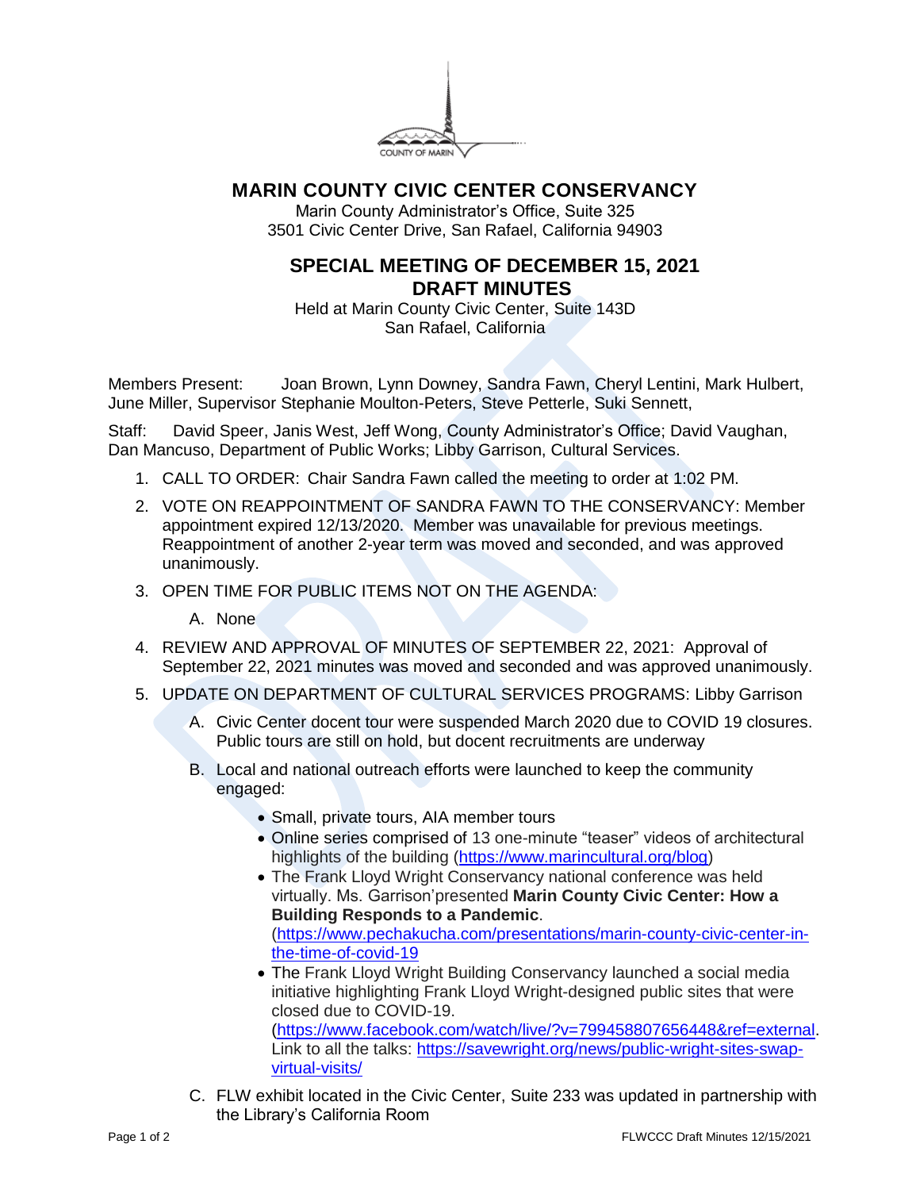# MARIN COUNTY CIVIC CENTER CONSERVANCY

Marin County Administrator's Office, Suite 325
3501 Civic Center Drive, San Rafael, California 94903

## SPECIAL MEETING OF DECEMBER 15, 2021
## DRAFT MINUTES

Held at Marin County Civic Center, Suite 143D
San Rafael, California

Members Present: Joan Brown, Lynn Downey, Sandra Fawn, Cheryl Lentini, Mark Hulbert, June Miller, Supervisor Stephanie Moulton-Peters, Steve Petterle, Suki Sennett,

Staff: David Speer, Janis West, Jeff Wong, County Administrator's Office; David Vaughan, Dan Mancuso, Department of Public Works; Libby Garrison, Cultural Services.

1. CALL TO ORDER: Chair Sandra Fawn called the meeting to order at 1:02 PM.
2. VOTE ON REAPPOINTMENT OF SANDRA FAWN TO THE CONSERVANCY: Member appointment expired 12/13/2020. Member was unavailable for previous meetings. Reappointment of another 2-year term was moved and seconded, and was approved unanimously.
3. OPEN TIME FOR PUBLIC ITEMS NOT ON THE AGENDA:
   A. None
4. REVIEW AND APPROVAL OF MINUTES OF SEPTEMBER 22, 2021: Approval of September 22, 2021 minutes was moved and seconded and was approved unanimously.
5. UPDATE ON DEPARTMENT OF CULTURAL SERVICES PROGRAMS: Libby Garrison
   A. Civic Center docent tour were suspended March 2020 due to COVID 19 closures. Public tours are still on hold, but docent recruitments are underway
   B. Local and national outreach efforts were launched to keep the community engaged:
      - Small, private tours, AIA member tours
      - Online series comprised of 13 one-minute "teaser" videos of architectural highlights of the building (https://www.marincultural.org/blog)
      - The Frank Lloyd Wright Conservancy national conference was held virtually. Ms. Garrison'presented **Marin County Civic Center: How a Building Responds to a Pandemic**. (https://www.pechakucha.com/presentations/marin-county-civic-center-in-the-time-of-covid-19
      - The Frank Lloyd Wright Building Conservancy launched a social media initiative highlighting Frank Lloyd Wright-designed public sites that were closed due to COVID-19. (https://www.facebook.com/watch/live/?v=799458807656448&ref=external. Link to all the talks: https://savewright.org/news/public-wright-sites-swap-virtual-visits/
   C. FLW exhibit located in the Civic Center, Suite 233 was updated in partnership with the Library's California Room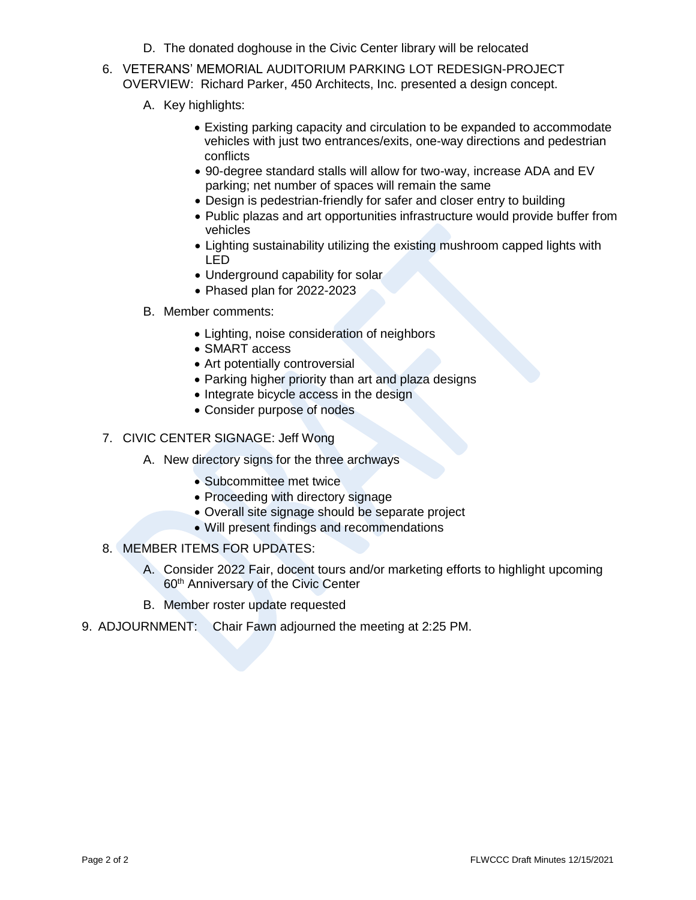D. The donated doghouse in the Civic Center library will be relocated

6. VETERANS' MEMORIAL AUDITORIUM PARKING LOT REDESIGN-PROJECT OVERVIEW: Richard Parker, 450 Architects, Inc. presented a design concept.

   A. Key highlights:

      - Existing parking capacity and circulation to be expanded to accommodate vehicles with just two entrances/exits, one-way directions and pedestrian conflicts
      - 90-degree standard stalls will allow for two-way, increase ADA and EV parking; net number of spaces will remain the same
      - Design is pedestrian-friendly for safer and closer entry to building
      - Public plazas and art opportunities infrastructure would provide buffer from vehicles
      - Lighting sustainability utilizing the existing mushroom capped lights with LED
      - Underground capability for solar
      - Phased plan for 2022-2023

   B. Member comments:

      - Lighting, noise consideration of neighbors
      - SMART access
      - Art potentially controversial
      - Parking higher priority than art and plaza designs
      - Integrate bicycle access in the design
      - Consider purpose of nodes

7. CIVIC CENTER SIGNAGE: Jeff Wong

   A. New directory signs for the three archways

      - Subcommittee met twice
      - Proceeding with directory signage
      - Overall site signage should be separate project
      - Will present findings and recommendations

8. MEMBER ITEMS FOR UPDATES:

   A. Consider 2022 Fair, docent tours and/or marketing efforts to highlight upcoming 60th Anniversary of the Civic Center

   B. Member roster update requested

9. ADJOURNMENT: Chair Fawn adjourned the meeting at 2:25 PM.